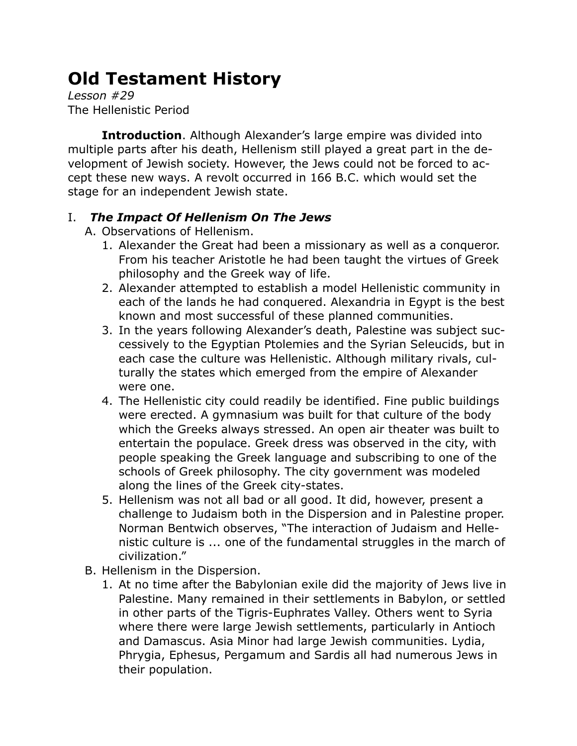# Old Testament History

*Lesson #29*
The Hellenistic Period

**Introduction**. Although Alexander's large empire was divided into multiple parts after his death, Hellenism still played a great part in the development of Jewish society. However, the Jews could not be forced to accept these new ways. A revolt occurred in 166 B.C. which would set the stage for an independent Jewish state.

## I. *The Impact Of Hellenism On The Jews*

A. Observations of Hellenism.

1. Alexander the Great had been a missionary as well as a conqueror. From his teacher Aristotle he had been taught the virtues of Greek philosophy and the Greek way of life.
2. Alexander attempted to establish a model Hellenistic community in each of the lands he had conquered. Alexandria in Egypt is the best known and most successful of these planned communities.
3. In the years following Alexander's death, Palestine was subject successively to the Egyptian Ptolemies and the Syrian Seleucids, but in each case the culture was Hellenistic. Although military rivals, culturally the states which emerged from the empire of Alexander were one.
4. The Hellenistic city could readily be identified. Fine public buildings were erected. A gymnasium was built for that culture of the body which the Greeks always stressed. An open air theater was built to entertain the populace. Greek dress was observed in the city, with people speaking the Greek language and subscribing to one of the schools of Greek philosophy. The city government was modeled along the lines of the Greek city-states.
5. Hellenism was not all bad or all good. It did, however, present a challenge to Judaism both in the Dispersion and in Palestine proper. Norman Bentwich observes, "The interaction of Judaism and Hellenistic culture is ... one of the fundamental struggles in the march of civilization."

B. Hellenism in the Dispersion.

1. At no time after the Babylonian exile did the majority of Jews live in Palestine. Many remained in their settlements in Babylon, or settled in other parts of the Tigris-Euphrates Valley. Others went to Syria where there were large Jewish settlements, particularly in Antioch and Damascus. Asia Minor had large Jewish communities. Lydia, Phrygia, Ephesus, Pergamum and Sardis all had numerous Jews in their population.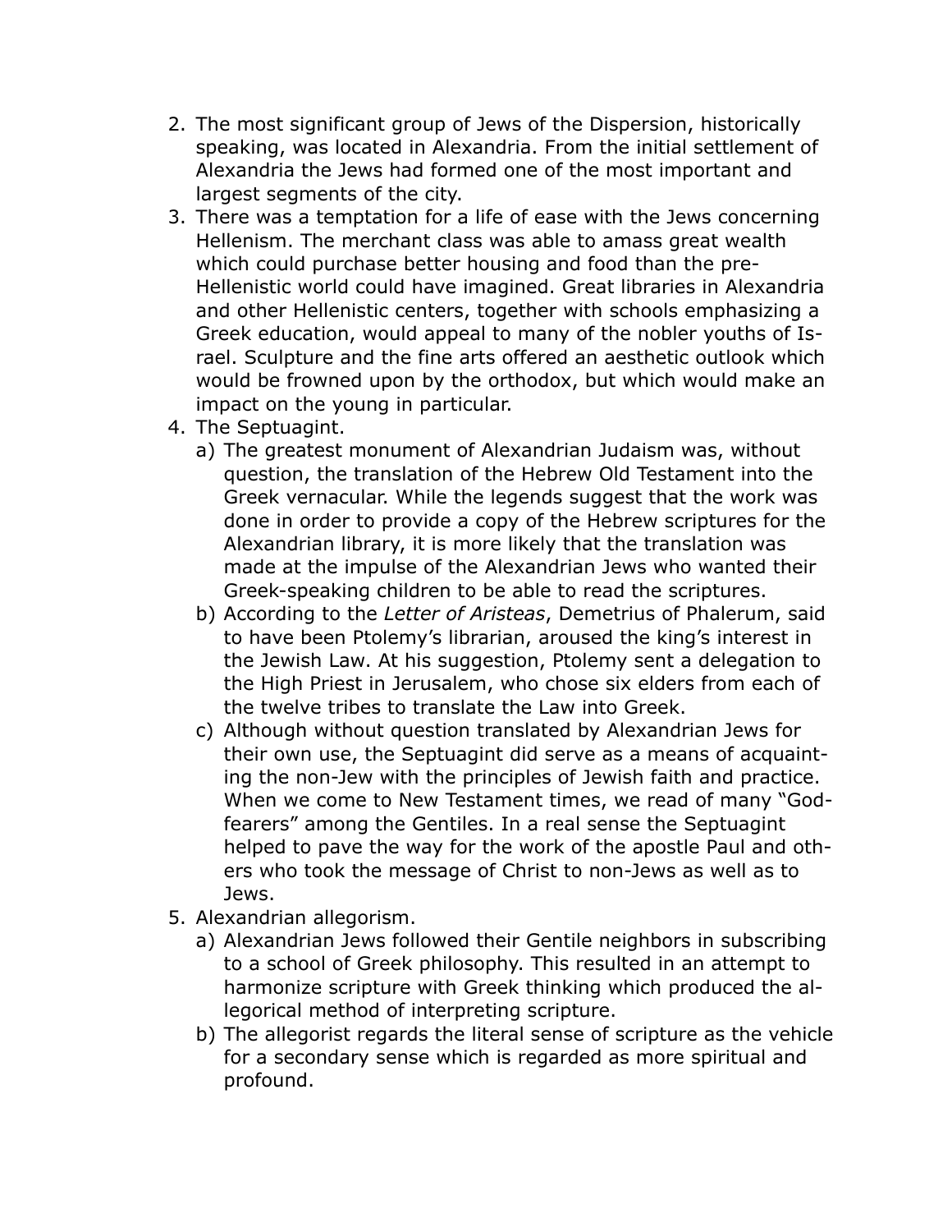2. The most significant group of Jews of the Dispersion, historically speaking, was located in Alexandria. From the initial settlement of Alexandria the Jews had formed one of the most important and largest segments of the city.
3. There was a temptation for a life of ease with the Jews concerning Hellenism. The merchant class was able to amass great wealth which could purchase better housing and food than the pre-Hellenistic world could have imagined. Great libraries in Alexandria and other Hellenistic centers, together with schools emphasizing a Greek education, would appeal to many of the nobler youths of Israel. Sculpture and the fine arts offered an aesthetic outlook which would be frowned upon by the orthodox, but which would make an impact on the young in particular.
4. The Septuagint.
   a) The greatest monument of Alexandrian Judaism was, without question, the translation of the Hebrew Old Testament into the Greek vernacular. While the legends suggest that the work was done in order to provide a copy of the Hebrew scriptures for the Alexandrian library, it is more likely that the translation was made at the impulse of the Alexandrian Jews who wanted their Greek-speaking children to be able to read the scriptures.
   b) According to the *Letter of Aristeas*, Demetrius of Phalerum, said to have been Ptolemy's librarian, aroused the king's interest in the Jewish Law. At his suggestion, Ptolemy sent a delegation to the High Priest in Jerusalem, who chose six elders from each of the twelve tribes to translate the Law into Greek.
   c) Although without question translated by Alexandrian Jews for their own use, the Septuagint did serve as a means of acquainting the non-Jew with the principles of Jewish faith and practice. When we come to New Testament times, we read of many "God-fearers" among the Gentiles. In a real sense the Septuagint helped to pave the way for the work of the apostle Paul and others who took the message of Christ to non-Jews as well as to Jews.
5. Alexandrian allegorism.
   a) Alexandrian Jews followed their Gentile neighbors in subscribing to a school of Greek philosophy. This resulted in an attempt to harmonize scripture with Greek thinking which produced the allegorical method of interpreting scripture.
   b) The allegorist regards the literal sense of scripture as the vehicle for a secondary sense which is regarded as more spiritual and profound.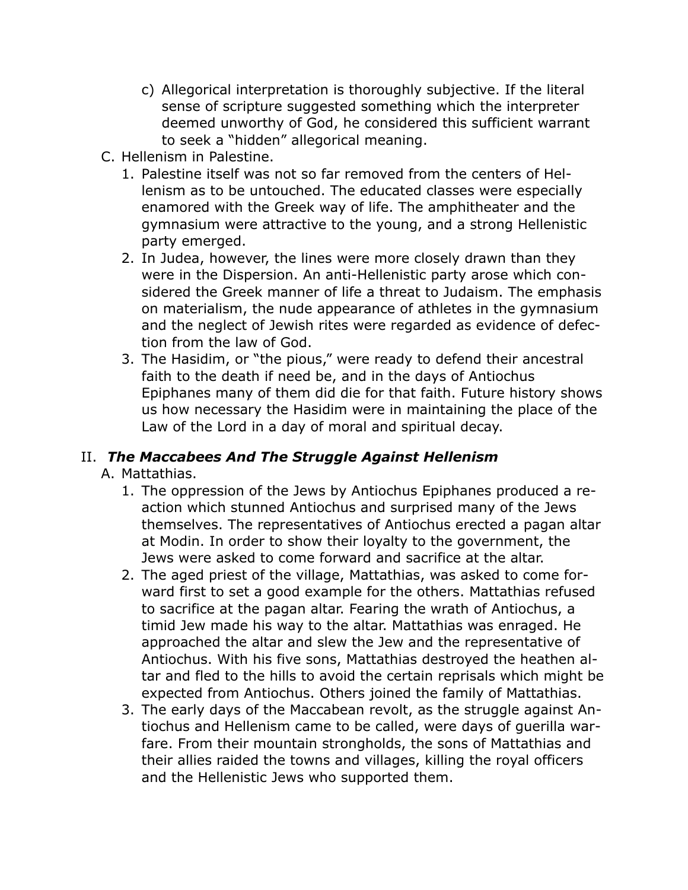c) Allegorical interpretation is thoroughly subjective. If the literal sense of scripture suggested something which the interpreter deemed unworthy of God, he considered this sufficient warrant to seek a "hidden" allegorical meaning.

C. Hellenism in Palestine.

   1. Palestine itself was not so far removed from the centers of Hellenism as to be untouched. The educated classes were especially enamored with the Greek way of life. The amphitheater and the gymnasium were attractive to the young, and a strong Hellenistic party emerged.
   2. In Judea, however, the lines were more closely drawn than they were in the Dispersion. An anti-Hellenistic party arose which considered the Greek manner of life a threat to Judaism. The emphasis on materialism, the nude appearance of athletes in the gymnasium and the neglect of Jewish rites were regarded as evidence of defection from the law of God.
   3. The Hasidim, or "the pious," were ready to defend their ancestral faith to the death if need be, and in the days of Antiochus Epiphanes many of them did die for that faith. Future history shows us how necessary the Hasidim were in maintaining the place of the Law of the Lord in a day of moral and spiritual decay.

## II. ***The Maccabees And The Struggle Against Hellenism***

A. Mattathias.

   1. The oppression of the Jews by Antiochus Epiphanes produced a reaction which stunned Antiochus and surprised many of the Jews themselves. The representatives of Antiochus erected a pagan altar at Modin. In order to show their loyalty to the government, the Jews were asked to come forward and sacrifice at the altar.
   2. The aged priest of the village, Mattathias, was asked to come forward first to set a good example for the others. Mattathias refused to sacrifice at the pagan altar. Fearing the wrath of Antiochus, a timid Jew made his way to the altar. Mattathias was enraged. He approached the altar and slew the Jew and the representative of Antiochus. With his five sons, Mattathias destroyed the heathen altar and fled to the hills to avoid the certain reprisals which might be expected from Antiochus. Others joined the family of Mattathias.
   3. The early days of the Maccabean revolt, as the struggle against Antiochus and Hellenism came to be called, were days of guerilla warfare. From their mountain strongholds, the sons of Mattathias and their allies raided the towns and villages, killing the royal officers and the Hellenistic Jews who supported them.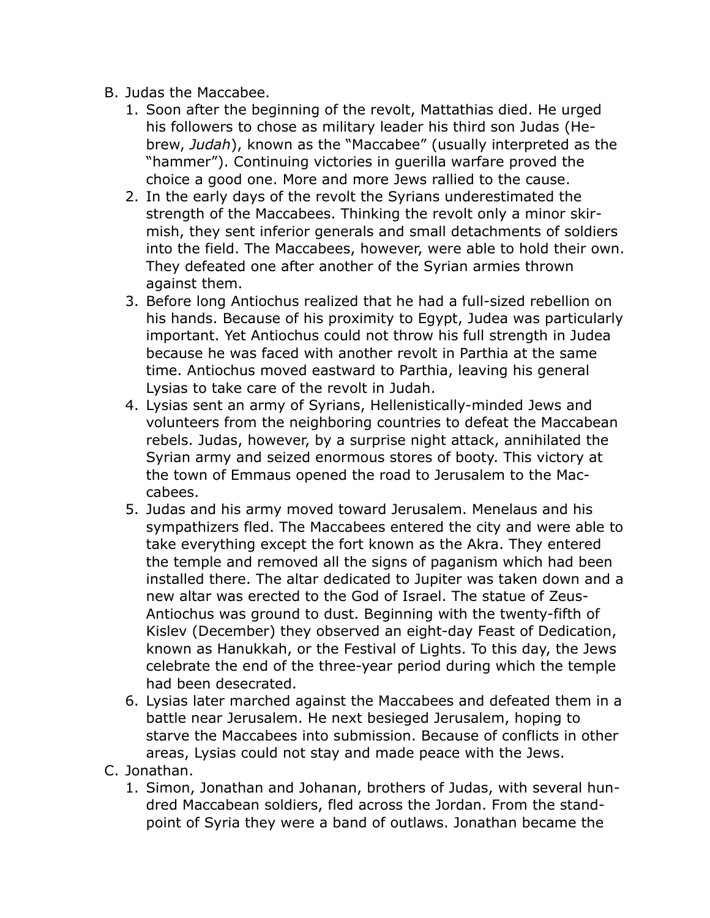B. Judas the Maccabee.
   1. Soon after the beginning of the revolt, Mattathias died. He urged his followers to chose as military leader his third son Judas (Hebrew, *Judah*), known as the "Maccabee" (usually interpreted as the "hammer"). Continuing victories in guerilla warfare proved the choice a good one. More and more Jews rallied to the cause.
   2. In the early days of the revolt the Syrians underestimated the strength of the Maccabees. Thinking the revolt only a minor skirmish, they sent inferior generals and small detachments of soldiers into the field. The Maccabees, however, were able to hold their own. They defeated one after another of the Syrian armies thrown against them.
   3. Before long Antiochus realized that he had a full-sized rebellion on his hands. Because of his proximity to Egypt, Judea was particularly important. Yet Antiochus could not throw his full strength in Judea because he was faced with another revolt in Parthia at the same time. Antiochus moved eastward to Parthia, leaving his general Lysias to take care of the revolt in Judah.
   4. Lysias sent an army of Syrians, Hellenistically-minded Jews and volunteers from the neighboring countries to defeat the Maccabean rebels. Judas, however, by a surprise night attack, annihilated the Syrian army and seized enormous stores of booty. This victory at the town of Emmaus opened the road to Jerusalem to the Maccabees.
   5. Judas and his army moved toward Jerusalem. Menelaus and his sympathizers fled. The Maccabees entered the city and were able to take everything except the fort known as the Akra. They entered the temple and removed all the signs of paganism which had been installed there. The altar dedicated to Jupiter was taken down and a new altar was erected to the God of Israel. The statue of Zeus-Antiochus was ground to dust. Beginning with the twenty-fifth of Kislev (December) they observed an eight-day Feast of Dedication, known as Hanukkah, or the Festival of Lights. To this day, the Jews celebrate the end of the three-year period during which the temple had been desecrated.
   6. Lysias later marched against the Maccabees and defeated them in a battle near Jerusalem. He next besieged Jerusalem, hoping to starve the Maccabees into submission. Because of conflicts in other areas, Lysias could not stay and made peace with the Jews.

C. Jonathan.
   1. Simon, Jonathan and Johanan, brothers of Judas, with several hundred Maccabean soldiers, fled across the Jordan. From the standpoint of Syria they were a band of outlaws. Jonathan became the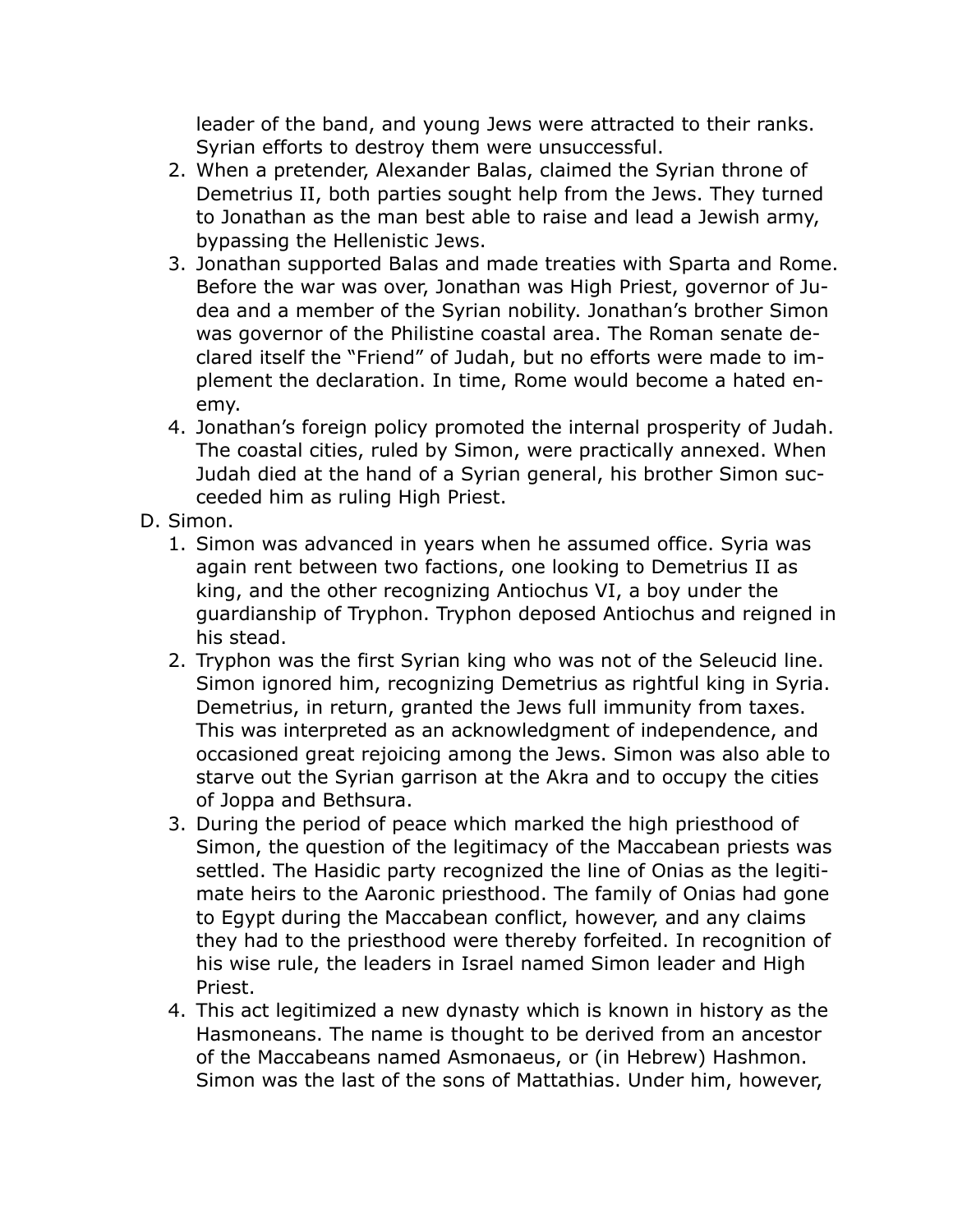leader of the band, and young Jews were attracted to their ranks. Syrian efforts to destroy them were unsuccessful.

2. When a pretender, Alexander Balas, claimed the Syrian throne of Demetrius II, both parties sought help from the Jews. They turned to Jonathan as the man best able to raise and lead a Jewish army, bypassing the Hellenistic Jews.
3. Jonathan supported Balas and made treaties with Sparta and Rome. Before the war was over, Jonathan was High Priest, governor of Judea and a member of the Syrian nobility. Jonathan's brother Simon was governor of the Philistine coastal area. The Roman senate declared itself the "Friend" of Judah, but no efforts were made to implement the declaration. In time, Rome would become a hated enemy.
4. Jonathan's foreign policy promoted the internal prosperity of Judah. The coastal cities, ruled by Simon, were practically annexed. When Judah died at the hand of a Syrian general, his brother Simon succeeded him as ruling High Priest.

D. Simon.

1. Simon was advanced in years when he assumed office. Syria was again rent between two factions, one looking to Demetrius II as king, and the other recognizing Antiochus VI, a boy under the guardianship of Tryphon. Tryphon deposed Antiochus and reigned in his stead.
2. Tryphon was the first Syrian king who was not of the Seleucid line. Simon ignored him, recognizing Demetrius as rightful king in Syria. Demetrius, in return, granted the Jews full immunity from taxes. This was interpreted as an acknowledgment of independence, and occasioned great rejoicing among the Jews. Simon was also able to starve out the Syrian garrison at the Akra and to occupy the cities of Joppa and Bethsura.
3. During the period of peace which marked the high priesthood of Simon, the question of the legitimacy of the Maccabean priests was settled. The Hasidic party recognized the line of Onias as the legitimate heirs to the Aaronic priesthood. The family of Onias had gone to Egypt during the Maccabean conflict, however, and any claims they had to the priesthood were thereby forfeited. In recognition of his wise rule, the leaders in Israel named Simon leader and High Priest.
4. This act legitimized a new dynasty which is known in history as the Hasmoneans. The name is thought to be derived from an ancestor of the Maccabeans named Asmonaeus, or (in Hebrew) Hashmon. Simon was the last of the sons of Mattathias. Under him, however,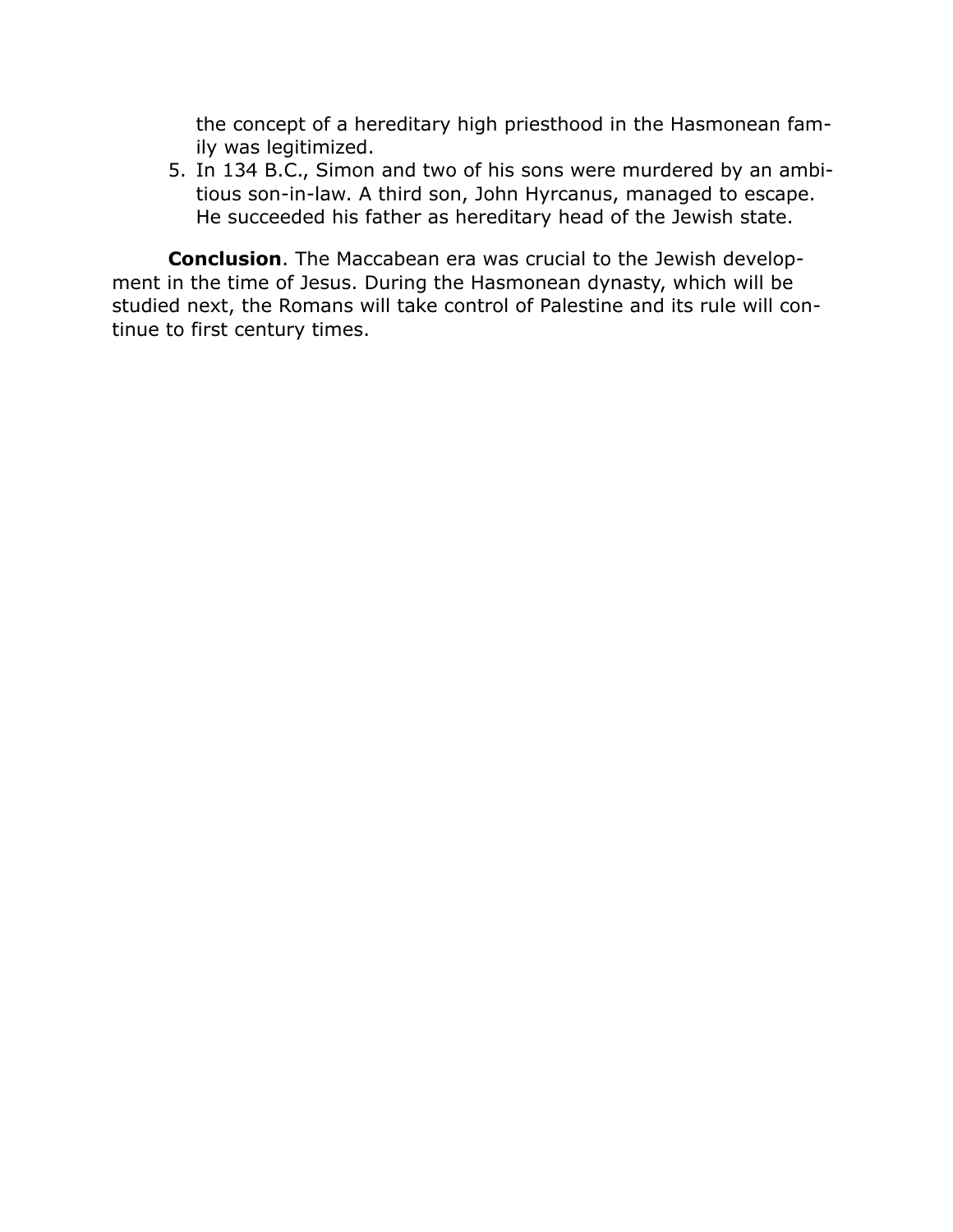the concept of a hereditary high priesthood in the Hasmonean family was legitimized.

5. In 134 B.C., Simon and two of his sons were murdered by an ambitious son-in-law. A third son, John Hyrcanus, managed to escape. He succeeded his father as hereditary head of the Jewish state.

**Conclusion**. The Maccabean era was crucial to the Jewish development in the time of Jesus. During the Hasmonean dynasty, which will be studied next, the Romans will take control of Palestine and its rule will continue to first century times.